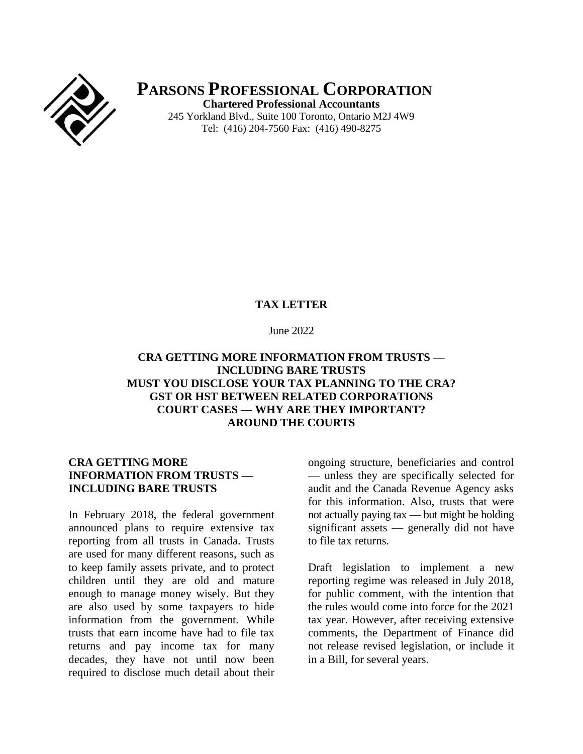# PARSONS PROFESSIONAL CORPORATION

**Chartered Professional Accountants**

245 Yorkland Blvd., Suite 100 Toronto, Ontario M2J 4W9

Tel: (416) 204-7560 Fax: (416) 490-8275

**TAX LETTER**

June 2022

**CRA GETTING MORE INFORMATION FROM TRUSTS — INCLUDING BARE TRUSTS**
**MUST YOU DISCLOSE YOUR TAX PLANNING TO THE CRA?**
**GST OR HST BETWEEN RELATED CORPORATIONS**
**COURT CASES — WHY ARE THEY IMPORTANT?**
**AROUND THE COURTS**

## CRA GETTING MORE INFORMATION FROM TRUSTS — INCLUDING BARE TRUSTS

In February 2018, the federal government announced plans to require extensive tax reporting from all trusts in Canada. Trusts are used for many different reasons, such as to keep family assets private, and to protect children until they are old and mature enough to manage money wisely. But they are also used by some taxpayers to hide information from the government. While trusts that earn income have had to file tax returns and pay income tax for many decades, they have not until now been required to disclose much detail about their ongoing structure, beneficiaries and control — unless they are specifically selected for audit and the Canada Revenue Agency asks for this information. Also, trusts that were not actually paying tax — but might be holding significant assets — generally did not have to file tax returns.

Draft legislation to implement a new reporting regime was released in July 2018, for public comment, with the intention that the rules would come into force for the 2021 tax year. However, after receiving extensive comments, the Department of Finance did not release revised legislation, or include it in a Bill, for several years.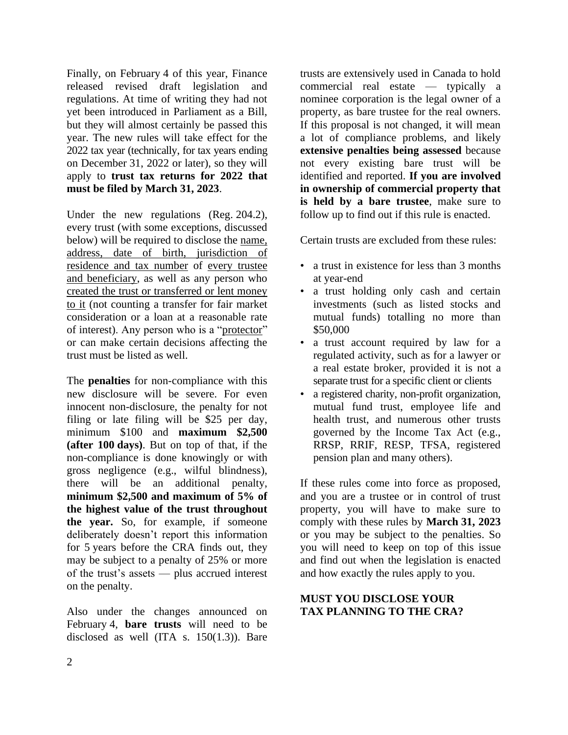Finally, on February 4 of this year, Finance released revised draft legislation and regulations. At time of writing they had not yet been introduced in Parliament as a Bill, but they will almost certainly be passed this year. The new rules will take effect for the 2022 tax year (technically, for tax years ending on December 31, 2022 or later), so they will apply to **trust tax returns for 2022 that must be filed by March 31, 2023**.

Under the new regulations (Reg. 204.2), every trust (with some exceptions, discussed below) will be required to disclose the name, address, date of birth, jurisdiction of residence and tax number of every trustee and beneficiary, as well as any person who created the trust or transferred or lent money to it (not counting a transfer for fair market consideration or a loan at a reasonable rate of interest). Any person who is a "protector" or can make certain decisions affecting the trust must be listed as well.

The **penalties** for non-compliance with this new disclosure will be severe. For even innocent non-disclosure, the penalty for not filing or late filing will be $25 per day, minimum $100 and **maximum $2,500 (after 100 days)**. But on top of that, if the non-compliance is done knowingly or with gross negligence (e.g., wilful blindness), there will be an additional penalty, **minimum $2,500 and maximum of 5% of the highest value of the trust throughout the year.** So, for example, if someone deliberately doesn't report this information for 5 years before the CRA finds out, they may be subject to a penalty of 25% or more of the trust's assets — plus accrued interest on the penalty.

Also under the changes announced on February 4, **bare trusts** will need to be disclosed as well (ITA s. 150(1.3)). Bare trusts are extensively used in Canada to hold commercial real estate — typically a nominee corporation is the legal owner of a property, as bare trustee for the real owners. If this proposal is not changed, it will mean a lot of compliance problems, and likely **extensive penalties being assessed** because not every existing bare trust will be identified and reported. **If you are involved in ownership of commercial property that is held by a bare trustee**, make sure to follow up to find out if this rule is enacted.

Certain trusts are excluded from these rules:

- a trust in existence for less than 3 months at year-end
- a trust holding only cash and certain investments (such as listed stocks and mutual funds) totalling no more than $50,000
- a trust account required by law for a regulated activity, such as for a lawyer or a real estate broker, provided it is not a separate trust for a specific client or clients
- a registered charity, non-profit organization, mutual fund trust, employee life and health trust, and numerous other trusts governed by the Income Tax Act (e.g., RRSP, RRIF, RESP, TFSA, registered pension plan and many others).

If these rules come into force as proposed, and you are a trustee or in control of trust property, you will have to make sure to comply with these rules by **March 31, 2023** or you may be subject to the penalties. So you will need to keep on top of this issue and find out when the legislation is enacted and how exactly the rules apply to you.

## MUST YOU DISCLOSE YOUR TAX PLANNING TO THE CRA?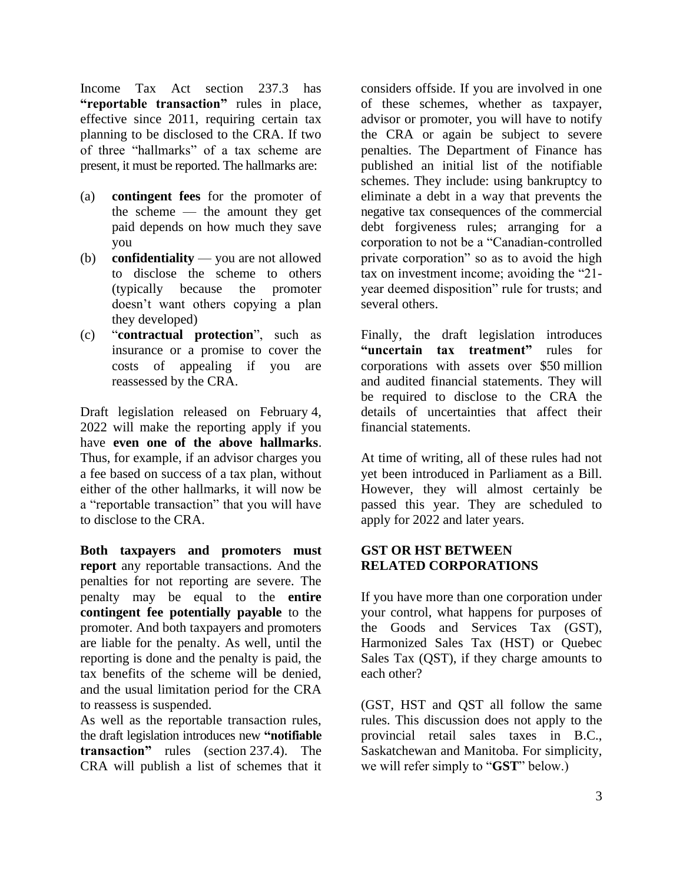Income Tax Act section 237.3 has **"reportable transaction"** rules in place, effective since 2011, requiring certain tax planning to be disclosed to the CRA. If two of three "hallmarks" of a tax scheme are present, it must be reported. The hallmarks are:

(a) **contingent fees** for the promoter of the scheme — the amount they get paid depends on how much they save you

(b) **confidentiality** — you are not allowed to disclose the scheme to others (typically because the promoter doesn't want others copying a plan they developed)

(c) "**contractual protection**", such as insurance or a promise to cover the costs of appealing if you are reassessed by the CRA.

Draft legislation released on February 4, 2022 will make the reporting apply if you have **even one of the above hallmarks**. Thus, for example, if an advisor charges you a fee based on success of a tax plan, without either of the other hallmarks, it will now be a "reportable transaction" that you will have to disclose to the CRA.

**Both taxpayers and promoters must report** any reportable transactions. And the penalties for not reporting are severe. The penalty may be equal to the **entire contingent fee potentially payable** to the promoter. And both taxpayers and promoters are liable for the penalty. As well, until the reporting is done and the penalty is paid, the tax benefits of the scheme will be denied, and the usual limitation period for the CRA to reassess is suspended.

As well as the reportable transaction rules, the draft legislation introduces new **"notifiable transaction"** rules (section 237.4). The CRA will publish a list of schemes that it considers offside. If you are involved in one of these schemes, whether as taxpayer, advisor or promoter, you will have to notify the CRA or again be subject to severe penalties. The Department of Finance has published an initial list of the notifiable schemes. They include: using bankruptcy to eliminate a debt in a way that prevents the negative tax consequences of the commercial debt forgiveness rules; arranging for a corporation to not be a "Canadian-controlled private corporation" so as to avoid the high tax on investment income; avoiding the "21-year deemed disposition" rule for trusts; and several others.

Finally, the draft legislation introduces **"uncertain tax treatment"** rules for corporations with assets over $50 million and audited financial statements. They will be required to disclose to the CRA the details of uncertainties that affect their financial statements.

At time of writing, all of these rules had not yet been introduced in Parliament as a Bill. However, they will almost certainly be passed this year. They are scheduled to apply for 2022 and later years.

## GST OR HST BETWEEN RELATED CORPORATIONS

If you have more than one corporation under your control, what happens for purposes of the Goods and Services Tax (GST), Harmonized Sales Tax (HST) or Quebec Sales Tax (QST), if they charge amounts to each other?

(GST, HST and QST all follow the same rules. This discussion does not apply to the provincial retail sales taxes in B.C., Saskatchewan and Manitoba. For simplicity, we will refer simply to "**GST**" below.)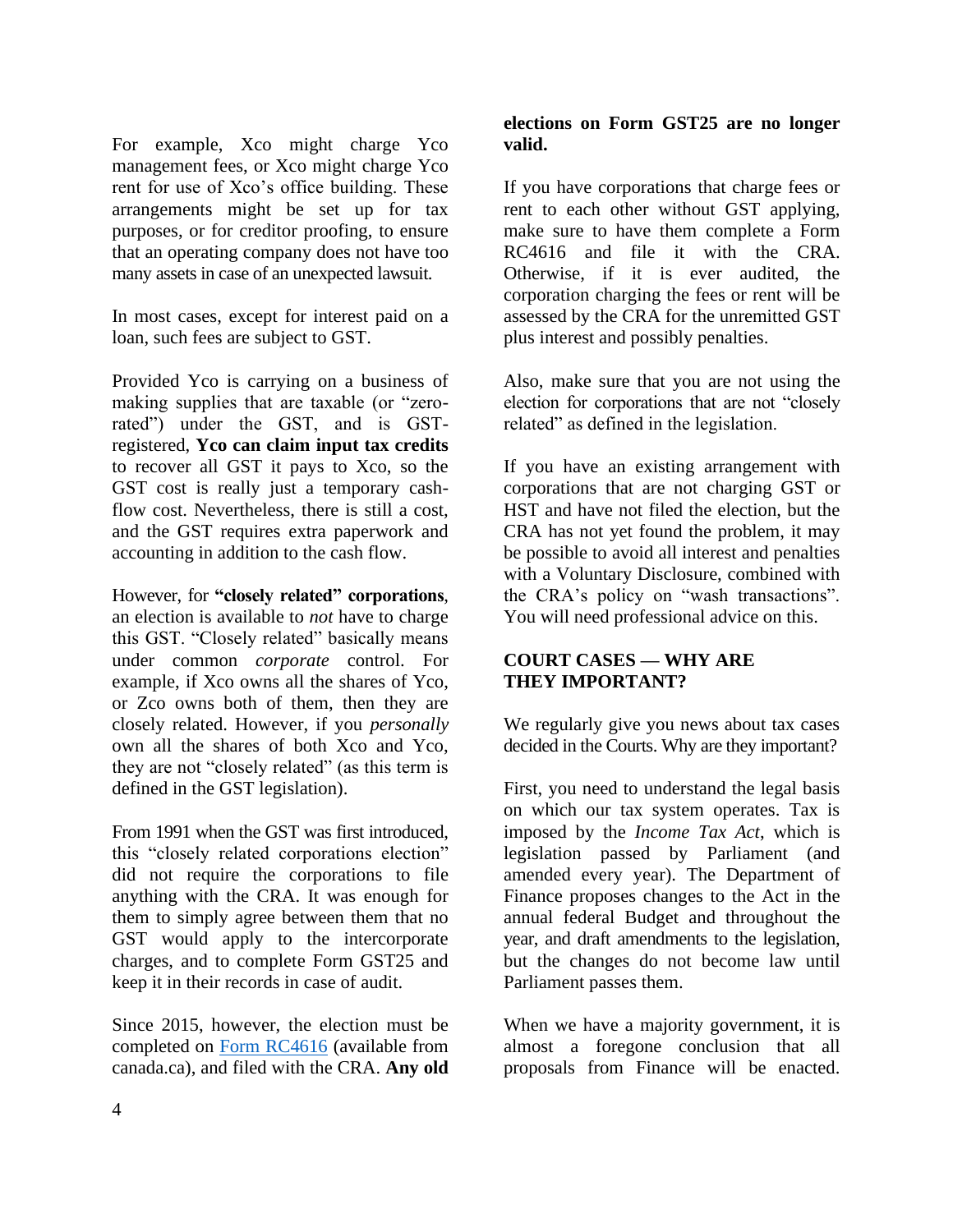For example, Xco might charge Yco management fees, or Xco might charge Yco rent for use of Xco's office building. These arrangements might be set up for tax purposes, or for creditor proofing, to ensure that an operating company does not have too many assets in case of an unexpected lawsuit.

In most cases, except for interest paid on a loan, such fees are subject to GST.

Provided Yco is carrying on a business of making supplies that are taxable (or "zero-rated") under the GST, and is GST-registered, **Yco can claim input tax credits** to recover all GST it pays to Xco, so the GST cost is really just a temporary cash-flow cost. Nevertheless, there is still a cost, and the GST requires extra paperwork and accounting in addition to the cash flow.

However, for **"closely related" corporations**, an election is available to *not* have to charge this GST. "Closely related" basically means under common *corporate* control. For example, if Xco owns all the shares of Yco, or Zco owns both of them, then they are closely related. However, if you *personally* own all the shares of both Xco and Yco, they are not "closely related" (as this term is defined in the GST legislation).

From 1991 when the GST was first introduced, this "closely related corporations election" did not require the corporations to file anything with the CRA. It was enough for them to simply agree between them that no GST would apply to the intercorporate charges, and to complete Form GST25 and keep it in their records in case of audit.

Since 2015, however, the election must be completed on [Form RC4616](https://www.canada.ca) (available from canada.ca), and filed with the CRA. **Any old elections on Form GST25 are no longer valid.**

If you have corporations that charge fees or rent to each other without GST applying, make sure to have them complete a Form RC4616 and file it with the CRA. Otherwise, if it is ever audited, the corporation charging the fees or rent will be assessed by the CRA for the unremitted GST plus interest and possibly penalties.

Also, make sure that you are not using the election for corporations that are not "closely related" as defined in the legislation.

If you have an existing arrangement with corporations that are not charging GST or HST and have not filed the election, but the CRA has not yet found the problem, it may be possible to avoid all interest and penalties with a Voluntary Disclosure, combined with the CRA's policy on "wash transactions". You will need professional advice on this.

## COURT CASES — WHY ARE THEY IMPORTANT?

We regularly give you news about tax cases decided in the Courts. Why are they important?

First, you need to understand the legal basis on which our tax system operates. Tax is imposed by the *Income Tax Act*, which is legislation passed by Parliament (and amended every year). The Department of Finance proposes changes to the Act in the annual federal Budget and throughout the year, and draft amendments to the legislation, but the changes do not become law until Parliament passes them.

When we have a majority government, it is almost a foregone conclusion that all proposals from Finance will be enacted.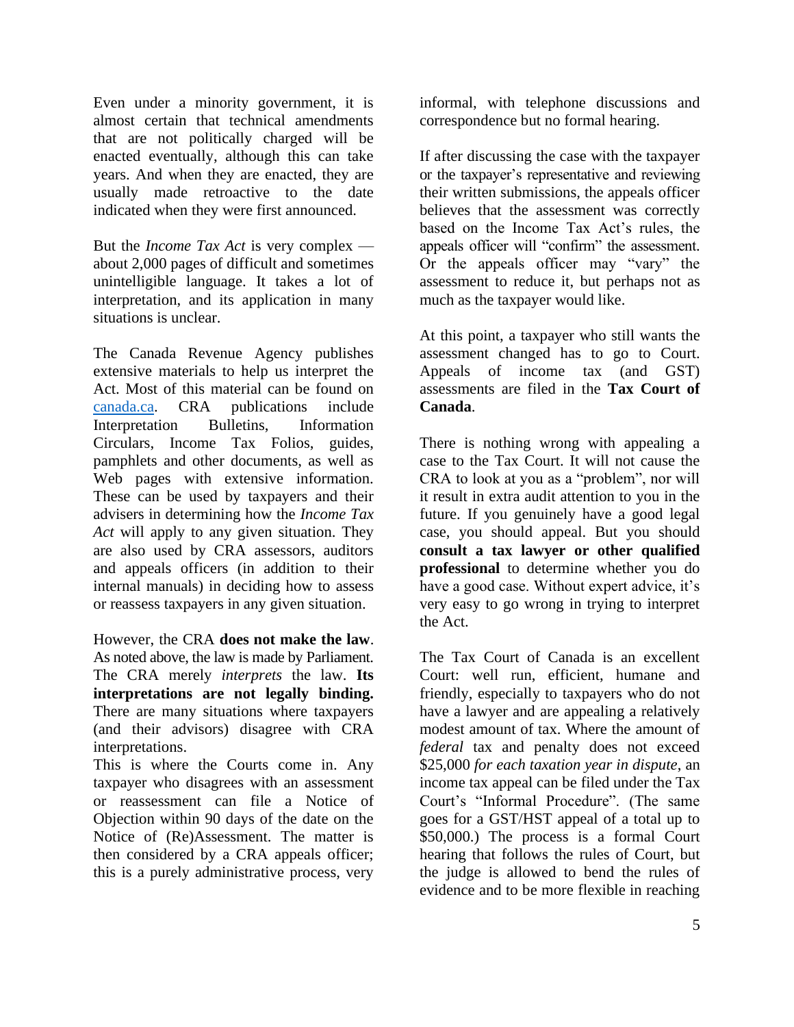Even under a minority government, it is almost certain that technical amendments that are not politically charged will be enacted eventually, although this can take years. And when they are enacted, they are usually made retroactive to the date indicated when they were first announced.

But the *Income Tax Act* is very complex — about 2,000 pages of difficult and sometimes unintelligible language. It takes a lot of interpretation, and its application in many situations is unclear.

The Canada Revenue Agency publishes extensive materials to help us interpret the Act. Most of this material can be found on canada.ca. CRA publications include Interpretation Bulletins, Information Circulars, Income Tax Folios, guides, pamphlets and other documents, as well as Web pages with extensive information. These can be used by taxpayers and their advisers in determining how the *Income Tax Act* will apply to any given situation. They are also used by CRA assessors, auditors and appeals officers (in addition to their internal manuals) in deciding how to assess or reassess taxpayers in any given situation.

However, the CRA **does not make the law**. As noted above, the law is made by Parliament. The CRA merely *interprets* the law. **Its interpretations are not legally binding.** There are many situations where taxpayers (and their advisors) disagree with CRA interpretations.

This is where the Courts come in. Any taxpayer who disagrees with an assessment or reassessment can file a Notice of Objection within 90 days of the date on the Notice of (Re)Assessment. The matter is then considered by a CRA appeals officer; this is a purely administrative process, very informal, with telephone discussions and correspondence but no formal hearing.

If after discussing the case with the taxpayer or the taxpayer's representative and reviewing their written submissions, the appeals officer believes that the assessment was correctly based on the Income Tax Act's rules, the appeals officer will "confirm" the assessment. Or the appeals officer may "vary" the assessment to reduce it, but perhaps not as much as the taxpayer would like.

At this point, a taxpayer who still wants the assessment changed has to go to Court. Appeals of income tax (and GST) assessments are filed in the **Tax Court of Canada**.

There is nothing wrong with appealing a case to the Tax Court. It will not cause the CRA to look at you as a "problem", nor will it result in extra audit attention to you in the future. If you genuinely have a good legal case, you should appeal. But you should **consult a tax lawyer or other qualified professional** to determine whether you do have a good case. Without expert advice, it's very easy to go wrong in trying to interpret the Act.

The Tax Court of Canada is an excellent Court: well run, efficient, humane and friendly, especially to taxpayers who do not have a lawyer and are appealing a relatively modest amount of tax. Where the amount of *federal* tax and penalty does not exceed \$25,000 *for each taxation year in dispute*, an income tax appeal can be filed under the Tax Court's "Informal Procedure". (The same goes for a GST/HST appeal of a total up to \$50,000.) The process is a formal Court hearing that follows the rules of Court, but the judge is allowed to bend the rules of evidence and to be more flexible in reaching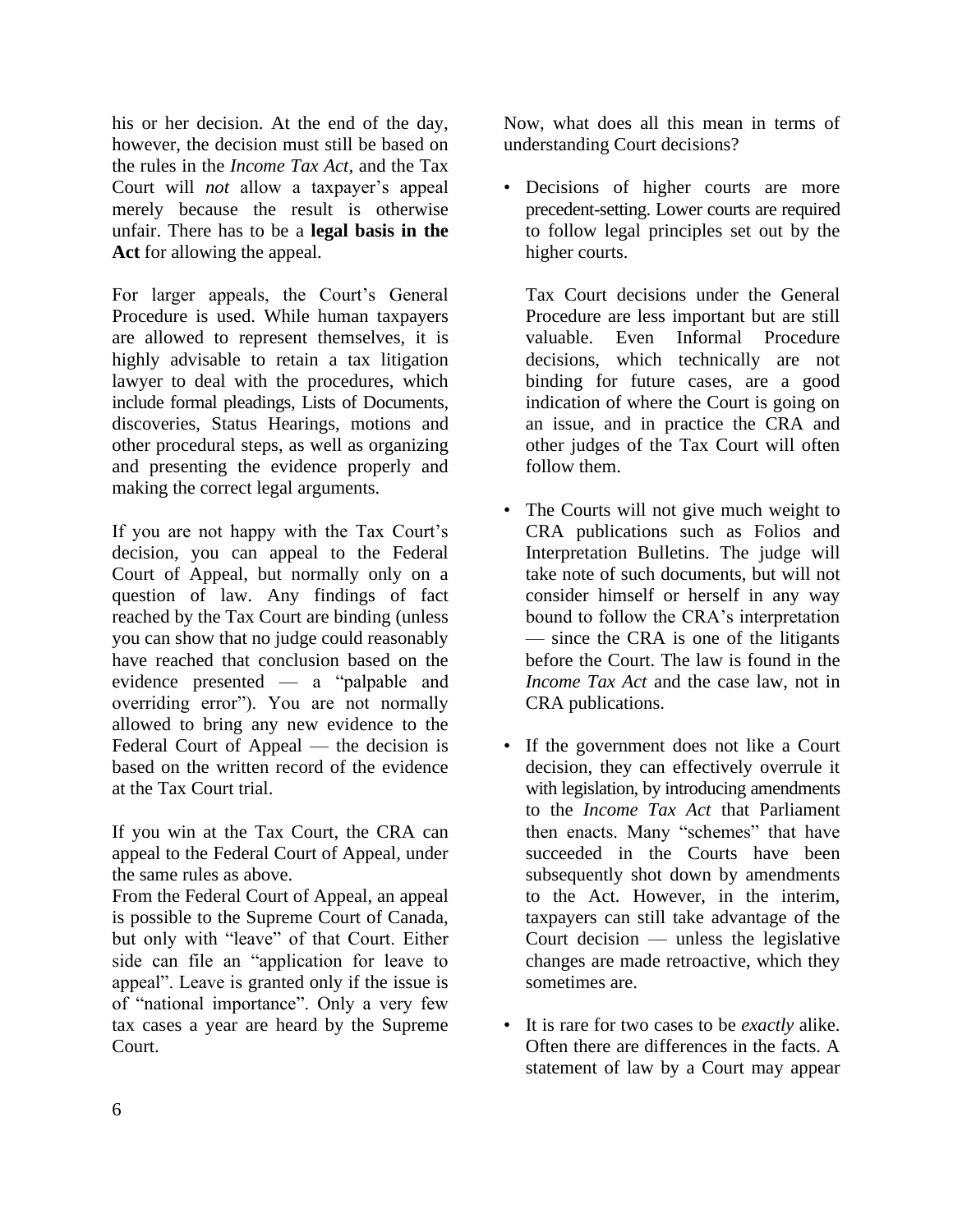his or her decision. At the end of the day, however, the decision must still be based on the rules in the *Income Tax Act*, and the Tax Court will *not* allow a taxpayer's appeal merely because the result is otherwise unfair. There has to be a **legal basis in the Act** for allowing the appeal.

For larger appeals, the Court's General Procedure is used. While human taxpayers are allowed to represent themselves, it is highly advisable to retain a tax litigation lawyer to deal with the procedures, which include formal pleadings, Lists of Documents, discoveries, Status Hearings, motions and other procedural steps, as well as organizing and presenting the evidence properly and making the correct legal arguments.

If you are not happy with the Tax Court's decision, you can appeal to the Federal Court of Appeal, but normally only on a question of law. Any findings of fact reached by the Tax Court are binding (unless you can show that no judge could reasonably have reached that conclusion based on the evidence presented — a "palpable and overriding error"). You are not normally allowed to bring any new evidence to the Federal Court of Appeal — the decision is based on the written record of the evidence at the Tax Court trial.

If you win at the Tax Court, the CRA can appeal to the Federal Court of Appeal, under the same rules as above.

From the Federal Court of Appeal, an appeal is possible to the Supreme Court of Canada, but only with "leave" of that Court. Either side can file an "application for leave to appeal". Leave is granted only if the issue is of "national importance". Only a very few tax cases a year are heard by the Supreme Court.

Now, what does all this mean in terms of understanding Court decisions?

- Decisions of higher courts are more precedent-setting. Lower courts are required to follow legal principles set out by the higher courts.

  Tax Court decisions under the General Procedure are less important but are still valuable. Even Informal Procedure decisions, which technically are not binding for future cases, are a good indication of where the Court is going on an issue, and in practice the CRA and other judges of the Tax Court will often follow them.

- The Courts will not give much weight to CRA publications such as Folios and Interpretation Bulletins. The judge will take note of such documents, but will not consider himself or herself in any way bound to follow the CRA's interpretation — since the CRA is one of the litigants before the Court. The law is found in the *Income Tax Act* and the case law, not in CRA publications.

- If the government does not like a Court decision, they can effectively overrule it with legislation, by introducing amendments to the *Income Tax Act* that Parliament then enacts. Many "schemes" that have succeeded in the Courts have been subsequently shot down by amendments to the Act. However, in the interim, taxpayers can still take advantage of the Court decision — unless the legislative changes are made retroactive, which they sometimes are.

- It is rare for two cases to be *exactly* alike. Often there are differences in the facts. A statement of law by a Court may appear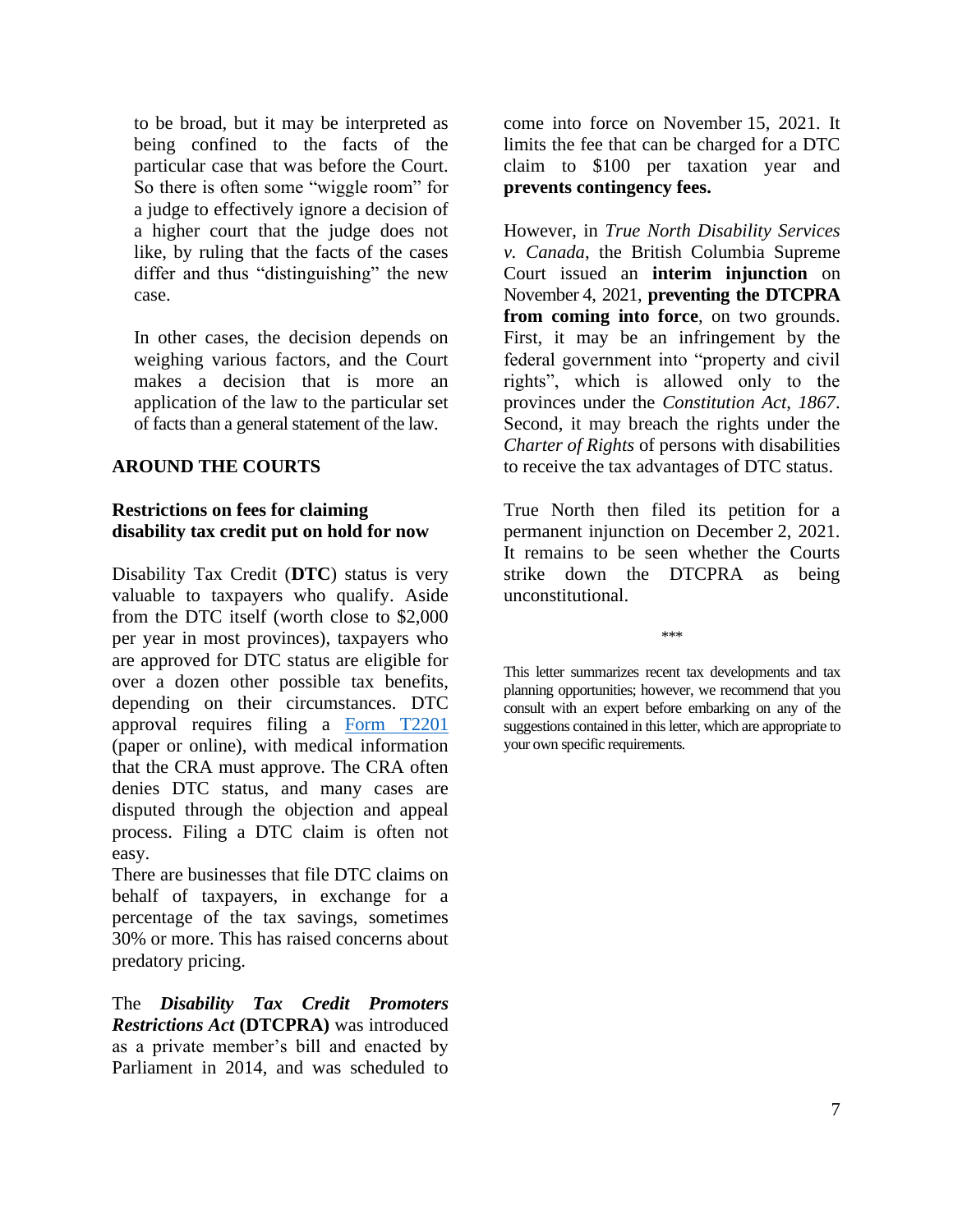to be broad, but it may be interpreted as being confined to the facts of the particular case that was before the Court. So there is often some "wiggle room" for a judge to effectively ignore a decision of a higher court that the judge does not like, by ruling that the facts of the cases differ and thus "distinguishing" the new case.

In other cases, the decision depends on weighing various factors, and the Court makes a decision that is more an application of the law to the particular set of facts than a general statement of the law.

## AROUND THE COURTS

### Restrictions on fees for claiming disability tax credit put on hold for now

Disability Tax Credit (**DTC**) status is very valuable to taxpayers who qualify. Aside from the DTC itself (worth close to $2,000 per year in most provinces), taxpayers who are approved for DTC status are eligible for over a dozen other possible tax benefits, depending on their circumstances. DTC approval requires filing a Form T2201 (paper or online), with medical information that the CRA must approve. The CRA often denies DTC status, and many cases are disputed through the objection and appeal process. Filing a DTC claim is often not easy.

There are businesses that file DTC claims on behalf of taxpayers, in exchange for a percentage of the tax savings, sometimes 30% or more. This has raised concerns about predatory pricing.

The ***Disability Tax Credit Promoters Restrictions Act*** **(DTCPRA)** was introduced as a private member's bill and enacted by Parliament in 2014, and was scheduled to come into force on November 15, 2021. It limits the fee that can be charged for a DTC claim to $100 per taxation year and **prevents contingency fees.**

However, in *True North Disability Services v. Canada*, the British Columbia Supreme Court issued an **interim injunction** on November 4, 2021, **preventing the DTCPRA from coming into force**, on two grounds. First, it may be an infringement by the federal government into "property and civil rights", which is allowed only to the provinces under the *Constitution Act, 1867*. Second, it may breach the rights under the *Charter of Rights* of persons with disabilities to receive the tax advantages of DTC status.

True North then filed its petition for a permanent injunction on December 2, 2021. It remains to be seen whether the Courts strike down the DTCPRA as being unconstitutional.

\*\*\*

This letter summarizes recent tax developments and tax planning opportunities; however, we recommend that you consult with an expert before embarking on any of the suggestions contained in this letter, which are appropriate to your own specific requirements.